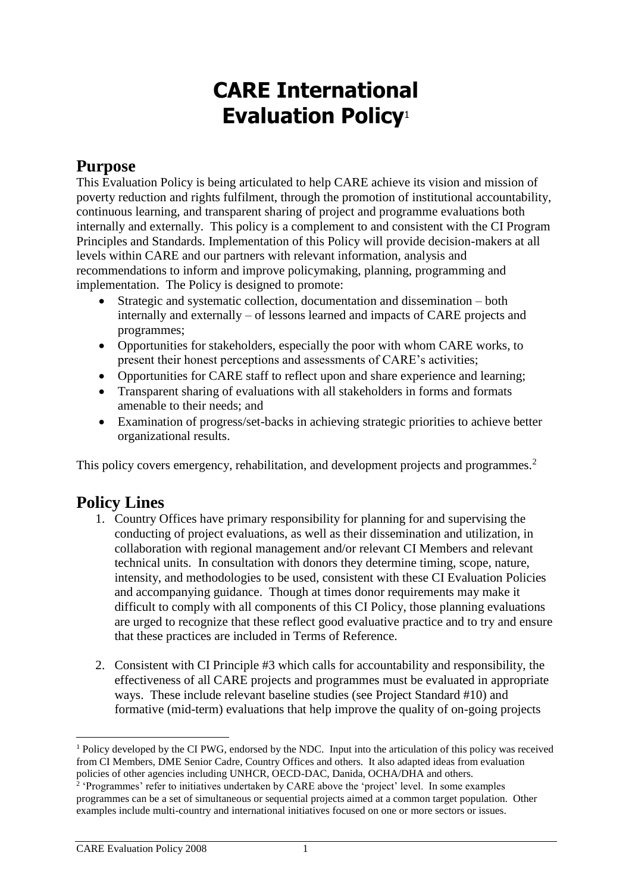# CARE International Evaluation Policy[1]

## Purpose

This Evaluation Policy is being articulated to help CARE achieve its vision and mission of poverty reduction and rights fulfilment, through the promotion of institutional accountability, continuous learning, and transparent sharing of project and programme evaluations both internally and externally. This policy is a complement to and consistent with the CI Program Principles and Standards. Implementation of this Policy will provide decision-makers at all levels within CARE and our partners with relevant information, analysis and recommendations to inform and improve policymaking, planning, programming and implementation. The Policy is designed to promote:

- Strategic and systematic collection, documentation and dissemination – both internally and externally – of lessons learned and impacts of CARE projects and programmes;
- Opportunities for stakeholders, especially the poor with whom CARE works, to present their honest perceptions and assessments of CARE's activities;
- Opportunities for CARE staff to reflect upon and share experience and learning;
- Transparent sharing of evaluations with all stakeholders in forms and formats amenable to their needs; and
- Examination of progress/set-backs in achieving strategic priorities to achieve better organizational results.

This policy covers emergency, rehabilitation, and development projects and programmes.[2]

## Policy Lines

1. Country Offices have primary responsibility for planning for and supervising the conducting of project evaluations, as well as their dissemination and utilization, in collaboration with regional management and/or relevant CI Members and relevant technical units. In consultation with donors they determine timing, scope, nature, intensity, and methodologies to be used, consistent with these CI Evaluation Policies and accompanying guidance. Though at times donor requirements may make it difficult to comply with all components of this CI Policy, those planning evaluations are urged to recognize that these reflect good evaluative practice and to try and ensure that these practices are included in Terms of Reference.

2. Consistent with CI Principle #3 which calls for accountability and responsibility, the effectiveness of all CARE projects and programmes must be evaluated in appropriate ways. These include relevant baseline studies (see Project Standard #10) and formative (mid-term) evaluations that help improve the quality of on-going projects

---

[1] Policy developed by the CI PWG, endorsed by the NDC. Input into the articulation of this policy was received from CI Members, DME Senior Cadre, Country Offices and others. It also adapted ideas from evaluation policies of other agencies including UNHCR, OECD-DAC, Danida, OCHA/DHA and others.

[2] 'Programmes' refer to initiatives undertaken by CARE above the 'project' level. In some examples programmes can be a set of simultaneous or sequential projects aimed at a common target population. Other examples include multi-country and international initiatives focused on one or more sectors or issues.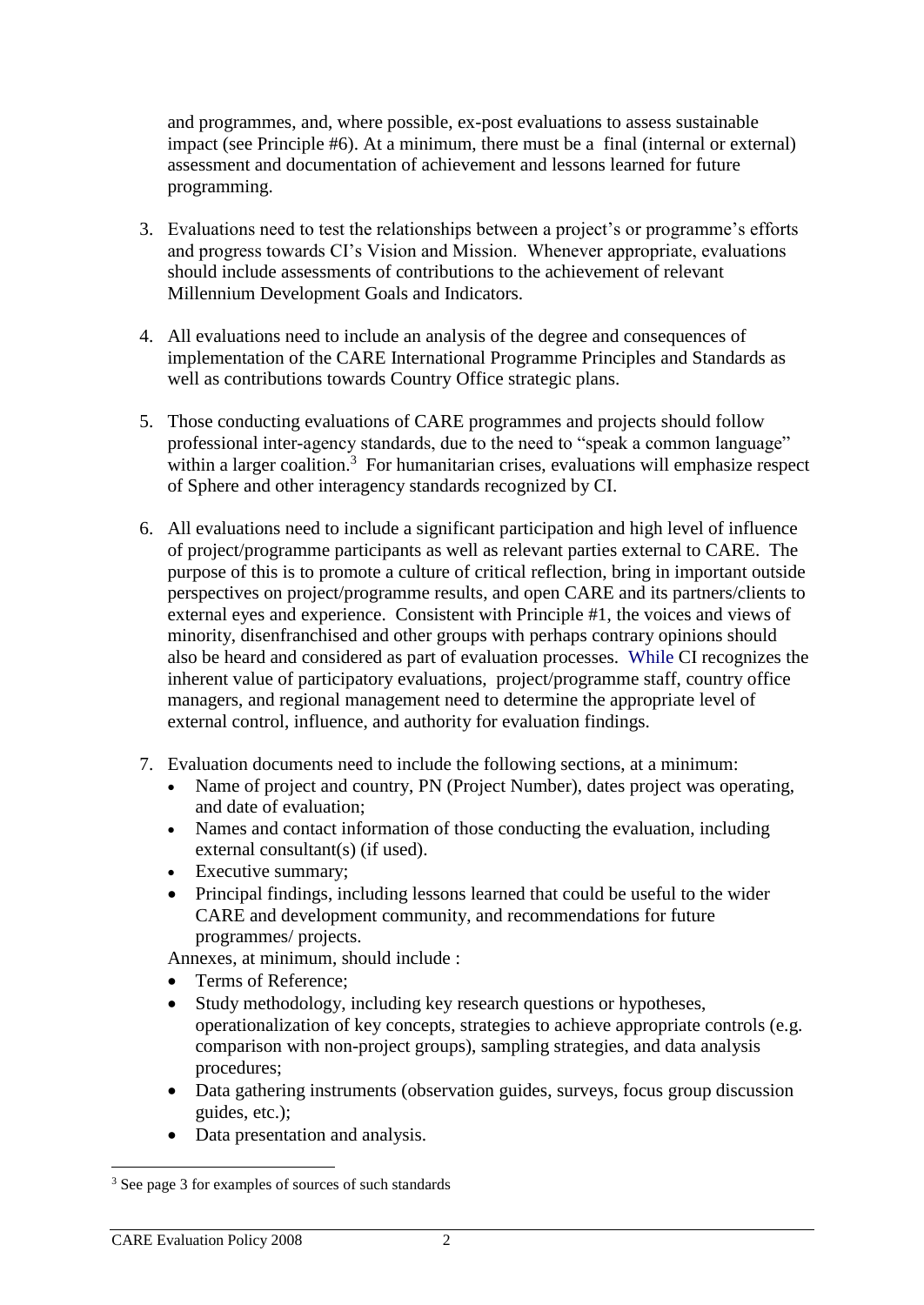and programmes, and, where possible, ex-post evaluations to assess sustainable impact (see Principle #6). At a minimum, there must be a final (internal or external) assessment and documentation of achievement and lessons learned for future programming.

3. Evaluations need to test the relationships between a project's or programme's efforts and progress towards CI's Vision and Mission. Whenever appropriate, evaluations should include assessments of contributions to the achievement of relevant Millennium Development Goals and Indicators.

4. All evaluations need to include an analysis of the degree and consequences of implementation of the CARE International Programme Principles and Standards as well as contributions towards Country Office strategic plans.

5. Those conducting evaluations of CARE programmes and projects should follow professional inter-agency standards, due to the need to "speak a common language" within a larger coalition.[3] For humanitarian crises, evaluations will emphasize respect of Sphere and other interagency standards recognized by CI.

6. All evaluations need to include a significant participation and high level of influence of project/programme participants as well as relevant parties external to CARE. The purpose of this is to promote a culture of critical reflection, bring in important outside perspectives on project/programme results, and open CARE and its partners/clients to external eyes and experience. Consistent with Principle #1, the voices and views of minority, disenfranchised and other groups with perhaps contrary opinions should also be heard and considered as part of evaluation processes. While CI recognizes the inherent value of participatory evaluations, project/programme staff, country office managers, and regional management need to determine the appropriate level of external control, influence, and authority for evaluation findings.

7. Evaluation documents need to include the following sections, at a minimum:
   - Name of project and country, PN (Project Number), dates project was operating, and date of evaluation;
   - Names and contact information of those conducting the evaluation, including external consultant(s) (if used).
   - Executive summary;
   - Principal findings, including lessons learned that could be useful to the wider CARE and development community, and recommendations for future programmes/ projects.

   Annexes, at minimum, should include :
   - Terms of Reference;
   - Study methodology, including key research questions or hypotheses, operationalization of key concepts, strategies to achieve appropriate controls (e.g. comparison with non-project groups), sampling strategies, and data analysis procedures;
   - Data gathering instruments (observation guides, surveys, focus group discussion guides, etc.);
   - Data presentation and analysis.

[3] See page 3 for examples of sources of such standards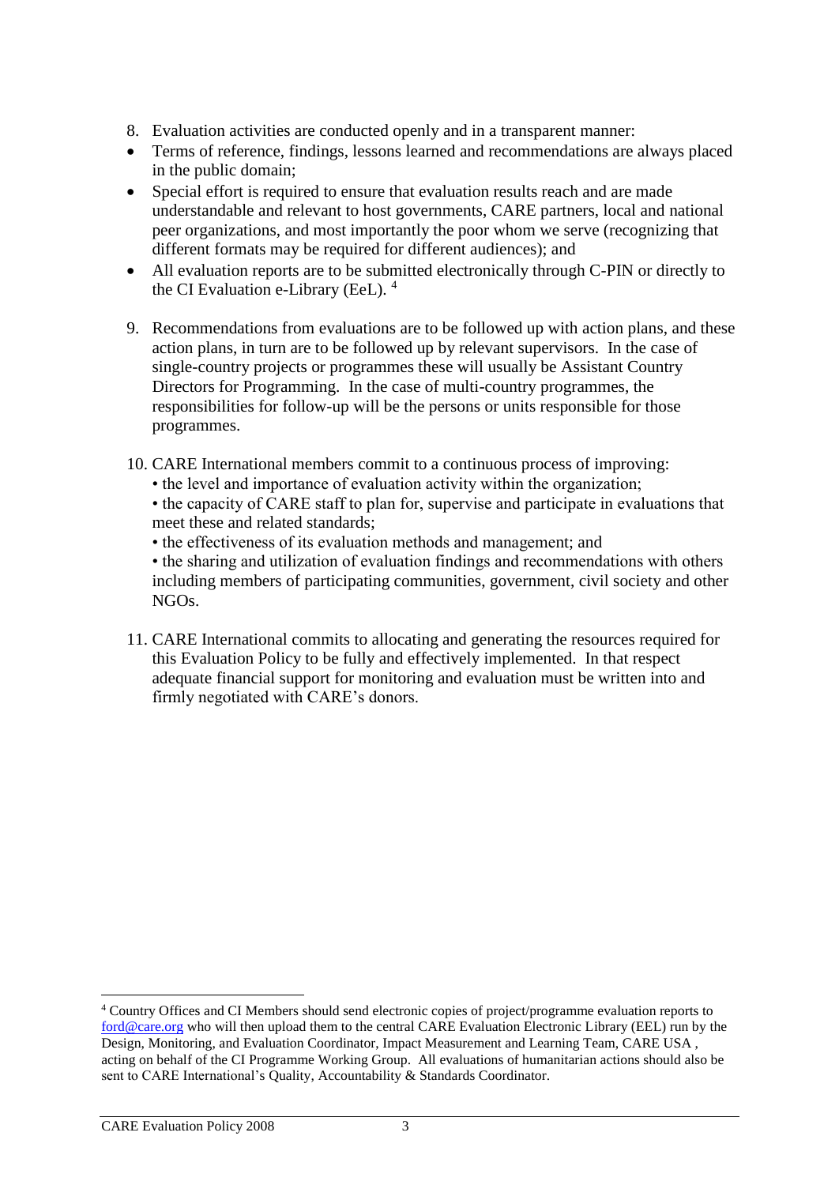8. Evaluation activities are conducted openly and in a transparent manner:

- Terms of reference, findings, lessons learned and recommendations are always placed in the public domain;
- Special effort is required to ensure that evaluation results reach and are made understandable and relevant to host governments, CARE partners, local and national peer organizations, and most importantly the poor whom we serve (recognizing that different formats may be required for different audiences); and
- All evaluation reports are to be submitted electronically through C-PIN or directly to the CI Evaluation e-Library (EeL). [4]

9. Recommendations from evaluations are to be followed up with action plans, and these action plans, in turn are to be followed up by relevant supervisors. In the case of single-country projects or programmes these will usually be Assistant Country Directors for Programming. In the case of multi-country programmes, the responsibilities for follow-up will be the persons or units responsible for those programmes.

10. CARE International members commit to a continuous process of improving:
    • the level and importance of evaluation activity within the organization;
    • the capacity of CARE staff to plan for, supervise and participate in evaluations that meet these and related standards;
    • the effectiveness of its evaluation methods and management; and
    • the sharing and utilization of evaluation findings and recommendations with others including members of participating communities, government, civil society and other NGOs.

11. CARE International commits to allocating and generating the resources required for this Evaluation Policy to be fully and effectively implemented. In that respect adequate financial support for monitoring and evaluation must be written into and firmly negotiated with CARE's donors.

---

[4] Country Offices and CI Members should send electronic copies of project/programme evaluation reports to ford@care.org who will then upload them to the central CARE Evaluation Electronic Library (EEL) run by the Design, Monitoring, and Evaluation Coordinator, Impact Measurement and Learning Team, CARE USA , acting on behalf of the CI Programme Working Group. All evaluations of humanitarian actions should also be sent to CARE International's Quality, Accountability & Standards Coordinator.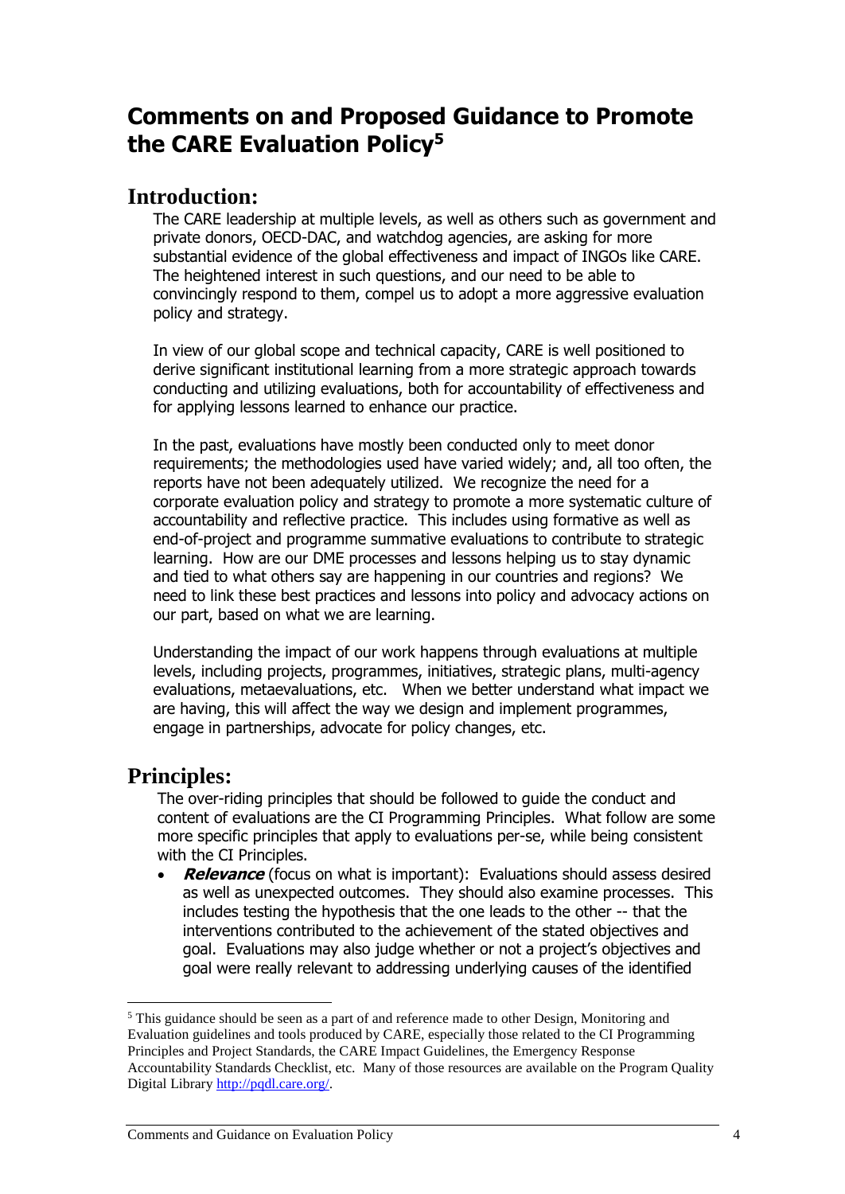# Comments on and Proposed Guidance to Promote the CARE Evaluation Policy[5]

## Introduction:

The CARE leadership at multiple levels, as well as others such as government and private donors, OECD-DAC, and watchdog agencies, are asking for more substantial evidence of the global effectiveness and impact of INGOs like CARE. The heightened interest in such questions, and our need to be able to convincingly respond to them, compel us to adopt a more aggressive evaluation policy and strategy.

In view of our global scope and technical capacity, CARE is well positioned to derive significant institutional learning from a more strategic approach towards conducting and utilizing evaluations, both for accountability of effectiveness and for applying lessons learned to enhance our practice.

In the past, evaluations have mostly been conducted only to meet donor requirements; the methodologies used have varied widely; and, all too often, the reports have not been adequately utilized. We recognize the need for a corporate evaluation policy and strategy to promote a more systematic culture of accountability and reflective practice. This includes using formative as well as end-of-project and programme summative evaluations to contribute to strategic learning. How are our DME processes and lessons helping us to stay dynamic and tied to what others say are happening in our countries and regions? We need to link these best practices and lessons into policy and advocacy actions on our part, based on what we are learning.

Understanding the impact of our work happens through evaluations at multiple levels, including projects, programmes, initiatives, strategic plans, multi-agency evaluations, metaevaluations, etc. When we better understand what impact we are having, this will affect the way we design and implement programmes, engage in partnerships, advocate for policy changes, etc.

## Principles:

The over-riding principles that should be followed to guide the conduct and content of evaluations are the CI Programming Principles. What follow are some more specific principles that apply to evaluations per-se, while being consistent with the CI Principles.

- ***Relevance*** (focus on what is important): Evaluations should assess desired as well as unexpected outcomes. They should also examine processes. This includes testing the hypothesis that the one leads to the other -- that the interventions contributed to the achievement of the stated objectives and goal. Evaluations may also judge whether or not a project's objectives and goal were really relevant to addressing underlying causes of the identified

---

[5] This guidance should be seen as a part of and reference made to other Design, Monitoring and Evaluation guidelines and tools produced by CARE, especially those related to the CI Programming Principles and Project Standards, the CARE Impact Guidelines, the Emergency Response Accountability Standards Checklist, etc. Many of those resources are available on the Program Quality Digital Library http://pqdl.care.org/.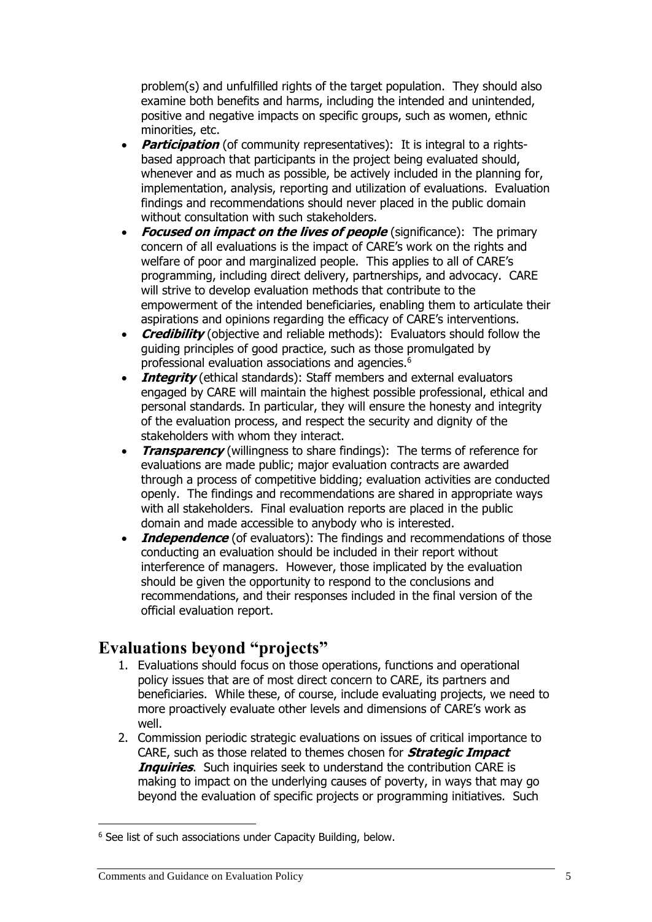problem(s) and unfulfilled rights of the target population. They should also examine both benefits and harms, including the intended and unintended, positive and negative impacts on specific groups, such as women, ethnic minorities, etc.

- ***Participation*** (of community representatives): It is integral to a rights-based approach that participants in the project being evaluated should, whenever and as much as possible, be actively included in the planning for, implementation, analysis, reporting and utilization of evaluations. Evaluation findings and recommendations should never placed in the public domain without consultation with such stakeholders.
- ***Focused on impact on the lives of people*** (significance): The primary concern of all evaluations is the impact of CARE's work on the rights and welfare of poor and marginalized people. This applies to all of CARE's programming, including direct delivery, partnerships, and advocacy. CARE will strive to develop evaluation methods that contribute to the empowerment of the intended beneficiaries, enabling them to articulate their aspirations and opinions regarding the efficacy of CARE's interventions.
- ***Credibility*** (objective and reliable methods): Evaluators should follow the guiding principles of good practice, such as those promulgated by professional evaluation associations and agencies.[6]
- ***Integrity*** (ethical standards): Staff members and external evaluators engaged by CARE will maintain the highest possible professional, ethical and personal standards. In particular, they will ensure the honesty and integrity of the evaluation process, and respect the security and dignity of the stakeholders with whom they interact.
- ***Transparency*** (willingness to share findings): The terms of reference for evaluations are made public; major evaluation contracts are awarded through a process of competitive bidding; evaluation activities are conducted openly. The findings and recommendations are shared in appropriate ways with all stakeholders. Final evaluation reports are placed in the public domain and made accessible to anybody who is interested.
- ***Independence*** (of evaluators): The findings and recommendations of those conducting an evaluation should be included in their report without interference of managers. However, those implicated by the evaluation should be given the opportunity to respond to the conclusions and recommendations, and their responses included in the final version of the official evaluation report.

## Evaluations beyond "projects"

1. Evaluations should focus on those operations, functions and operational policy issues that are of most direct concern to CARE, its partners and beneficiaries. While these, of course, include evaluating projects, we need to more proactively evaluate other levels and dimensions of CARE's work as well.
2. Commission periodic strategic evaluations on issues of critical importance to CARE, such as those related to themes chosen for ***Strategic Impact Inquiries***. Such inquiries seek to understand the contribution CARE is making to impact on the underlying causes of poverty, in ways that may go beyond the evaluation of specific projects or programming initiatives. Such

[6] See list of such associations under Capacity Building, below.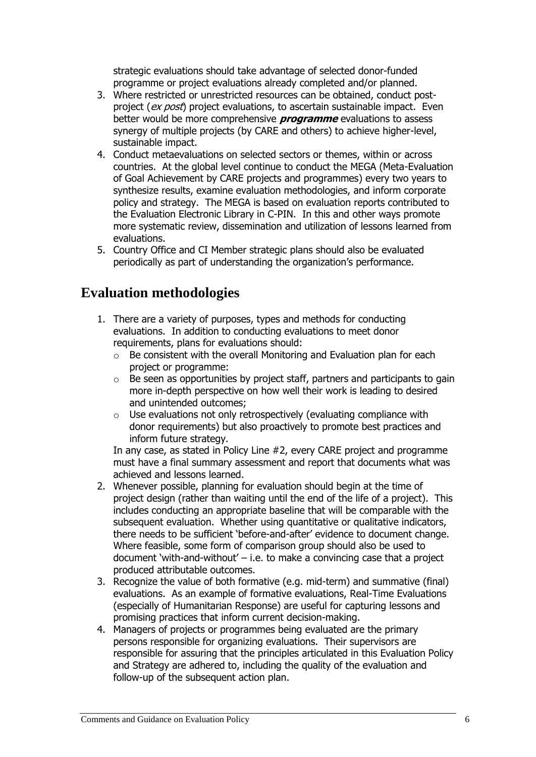strategic evaluations should take advantage of selected donor-funded programme or project evaluations already completed and/or planned.

3. Where restricted or unrestricted resources can be obtained, conduct post-project (*ex post*) project evaluations, to ascertain sustainable impact. Even better would be more comprehensive ***programme*** evaluations to assess synergy of multiple projects (by CARE and others) to achieve higher-level, sustainable impact.
4. Conduct metaevaluations on selected sectors or themes, within or across countries. At the global level continue to conduct the MEGA (Meta-Evaluation of Goal Achievement by CARE projects and programmes) every two years to synthesize results, examine evaluation methodologies, and inform corporate policy and strategy. The MEGA is based on evaluation reports contributed to the Evaluation Electronic Library in C-PIN. In this and other ways promote more systematic review, dissemination and utilization of lessons learned from evaluations.
5. Country Office and CI Member strategic plans should also be evaluated periodically as part of understanding the organization's performance.

## Evaluation methodologies

1. There are a variety of purposes, types and methods for conducting evaluations. In addition to conducting evaluations to meet donor requirements, plans for evaluations should:
   - Be consistent with the overall Monitoring and Evaluation plan for each project or programme:
   - Be seen as opportunities by project staff, partners and participants to gain more in-depth perspective on how well their work is leading to desired and unintended outcomes;
   - Use evaluations not only retrospectively (evaluating compliance with donor requirements) but also proactively to promote best practices and inform future strategy.

   In any case, as stated in Policy Line #2, every CARE project and programme must have a final summary assessment and report that documents what was achieved and lessons learned.
2. Whenever possible, planning for evaluation should begin at the time of project design (rather than waiting until the end of the life of a project). This includes conducting an appropriate baseline that will be comparable with the subsequent evaluation. Whether using quantitative or qualitative indicators, there needs to be sufficient 'before-and-after' evidence to document change. Where feasible, some form of comparison group should also be used to document 'with-and-without' – i.e. to make a convincing case that a project produced attributable outcomes.
3. Recognize the value of both formative (e.g. mid-term) and summative (final) evaluations. As an example of formative evaluations, Real-Time Evaluations (especially of Humanitarian Response) are useful for capturing lessons and promising practices that inform current decision-making.
4. Managers of projects or programmes being evaluated are the primary persons responsible for organizing evaluations. Their supervisors are responsible for assuring that the principles articulated in this Evaluation Policy and Strategy are adhered to, including the quality of the evaluation and follow-up of the subsequent action plan.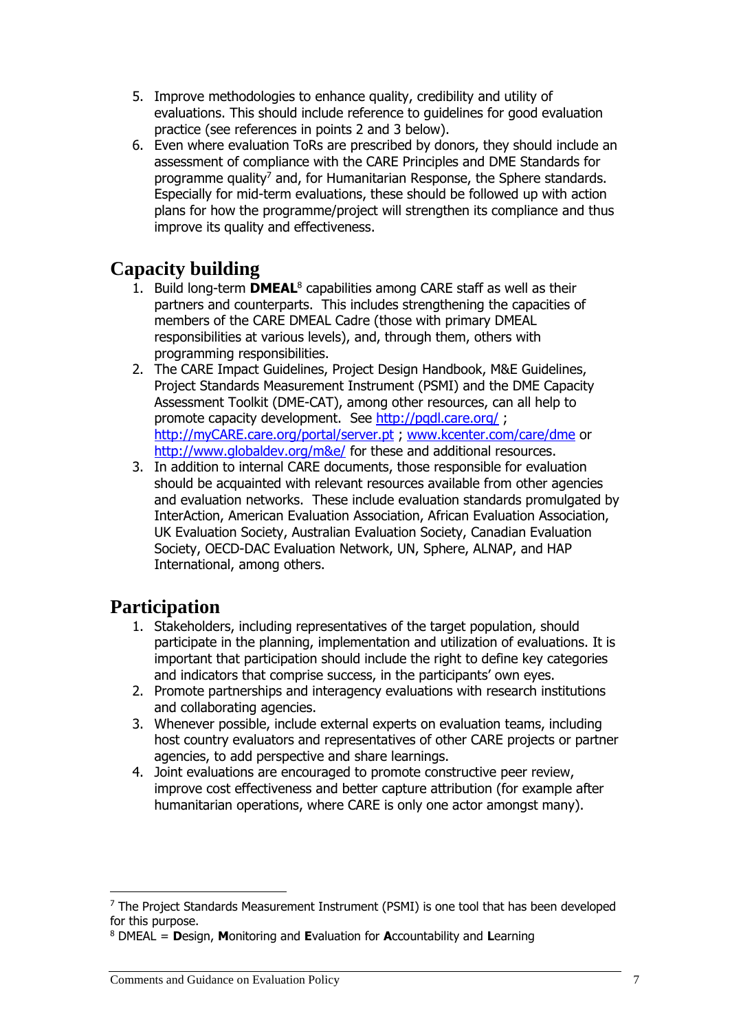5. Improve methodologies to enhance quality, credibility and utility of evaluations. This should include reference to guidelines for good evaluation practice (see references in points 2 and 3 below).
6. Even where evaluation ToRs are prescribed by donors, they should include an assessment of compliance with the CARE Principles and DME Standards for programme quality[7] and, for Humanitarian Response, the Sphere standards. Especially for mid-term evaluations, these should be followed up with action plans for how the programme/project will strengthen its compliance and thus improve its quality and effectiveness.

## Capacity building

1. Build long-term **DMEAL**[8] capabilities among CARE staff as well as their partners and counterparts. This includes strengthening the capacities of members of the CARE DMEAL Cadre (those with primary DMEAL responsibilities at various levels), and, through them, others with programming responsibilities.
2. The CARE Impact Guidelines, Project Design Handbook, M&E Guidelines, Project Standards Measurement Instrument (PSMI) and the DME Capacity Assessment Toolkit (DME-CAT), among other resources, can all help to promote capacity development. See http://pqdl.care.org/ ; http://myCARE.care.org/portal/server.pt ; www.kcenter.com/care/dme or http://www.globaldev.org/m&e/ for these and additional resources.
3. In addition to internal CARE documents, those responsible for evaluation should be acquainted with relevant resources available from other agencies and evaluation networks. These include evaluation standards promulgated by InterAction, American Evaluation Association, African Evaluation Association, UK Evaluation Society, Australian Evaluation Society, Canadian Evaluation Society, OECD-DAC Evaluation Network, UN, Sphere, ALNAP, and HAP International, among others.

## Participation

1. Stakeholders, including representatives of the target population, should participate in the planning, implementation and utilization of evaluations. It is important that participation should include the right to define key categories and indicators that comprise success, in the participants' own eyes.
2. Promote partnerships and interagency evaluations with research institutions and collaborating agencies.
3. Whenever possible, include external experts on evaluation teams, including host country evaluators and representatives of other CARE projects or partner agencies, to add perspective and share learnings.
4. Joint evaluations are encouraged to promote constructive peer review, improve cost effectiveness and better capture attribution (for example after humanitarian operations, where CARE is only one actor amongst many).

---

[7] The Project Standards Measurement Instrument (PSMI) is one tool that has been developed for this purpose.

[8] DMEAL = **D**esign, **M**onitoring and **E**valuation for **A**ccountability and **L**earning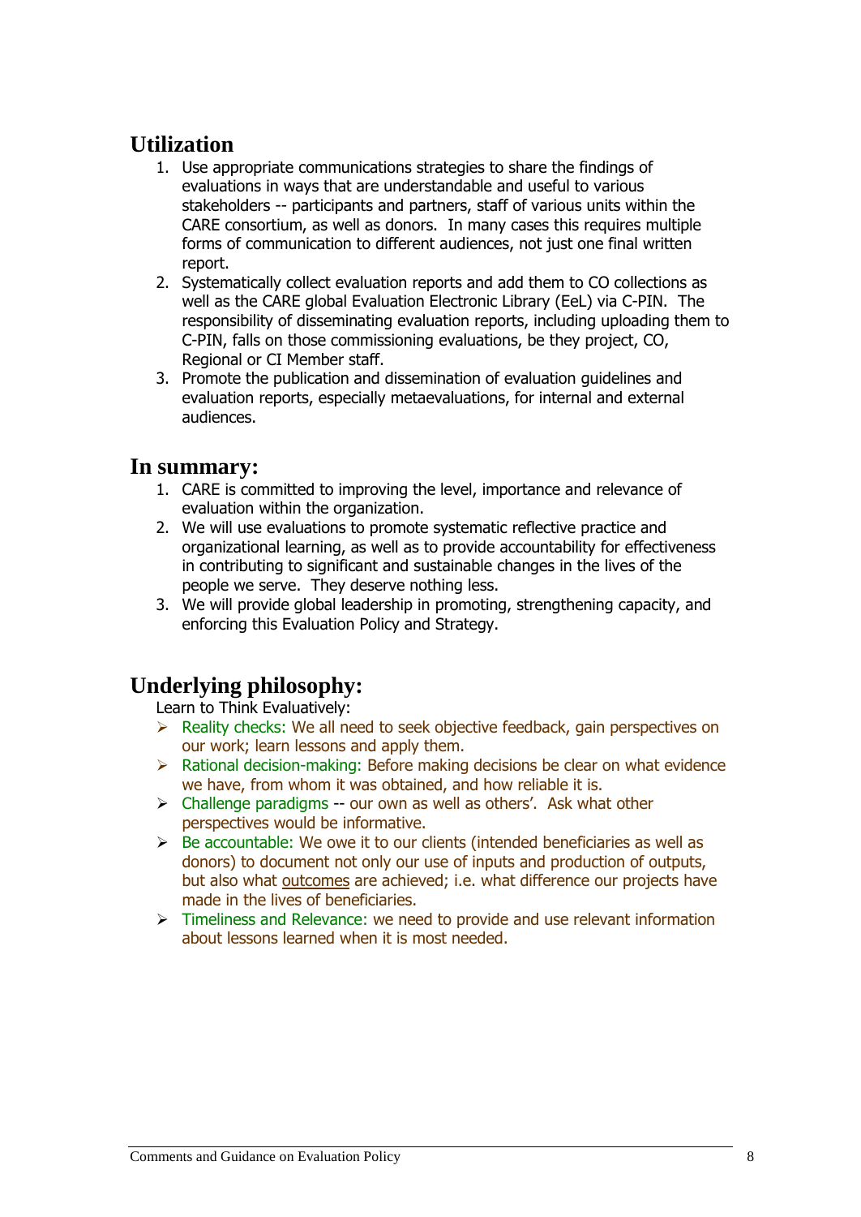## Utilization

1. Use appropriate communications strategies to share the findings of evaluations in ways that are understandable and useful to various stakeholders -- participants and partners, staff of various units within the CARE consortium, as well as donors. In many cases this requires multiple forms of communication to different audiences, not just one final written report.
2. Systematically collect evaluation reports and add them to CO collections as well as the CARE global Evaluation Electronic Library (EeL) via C-PIN. The responsibility of disseminating evaluation reports, including uploading them to C-PIN, falls on those commissioning evaluations, be they project, CO, Regional or CI Member staff.
3. Promote the publication and dissemination of evaluation guidelines and evaluation reports, especially metaevaluations, for internal and external audiences.

## In summary:

1. CARE is committed to improving the level, importance and relevance of evaluation within the organization.
2. We will use evaluations to promote systematic reflective practice and organizational learning, as well as to provide accountability for effectiveness in contributing to significant and sustainable changes in the lives of the people we serve. They deserve nothing less.
3. We will provide global leadership in promoting, strengthening capacity, and enforcing this Evaluation Policy and Strategy.

## Underlying philosophy:

Learn to Think Evaluatively:

- Reality checks: We all need to seek objective feedback, gain perspectives on our work; learn lessons and apply them.
- Rational decision-making: Before making decisions be clear on what evidence we have, from whom it was obtained, and how reliable it is.
- Challenge paradigms -- our own as well as others'. Ask what other perspectives would be informative.
- Be accountable: We owe it to our clients (intended beneficiaries as well as donors) to document not only our use of inputs and production of outputs, but also what outcomes are achieved; i.e. what difference our projects have made in the lives of beneficiaries.
- Timeliness and Relevance: we need to provide and use relevant information about lessons learned when it is most needed.